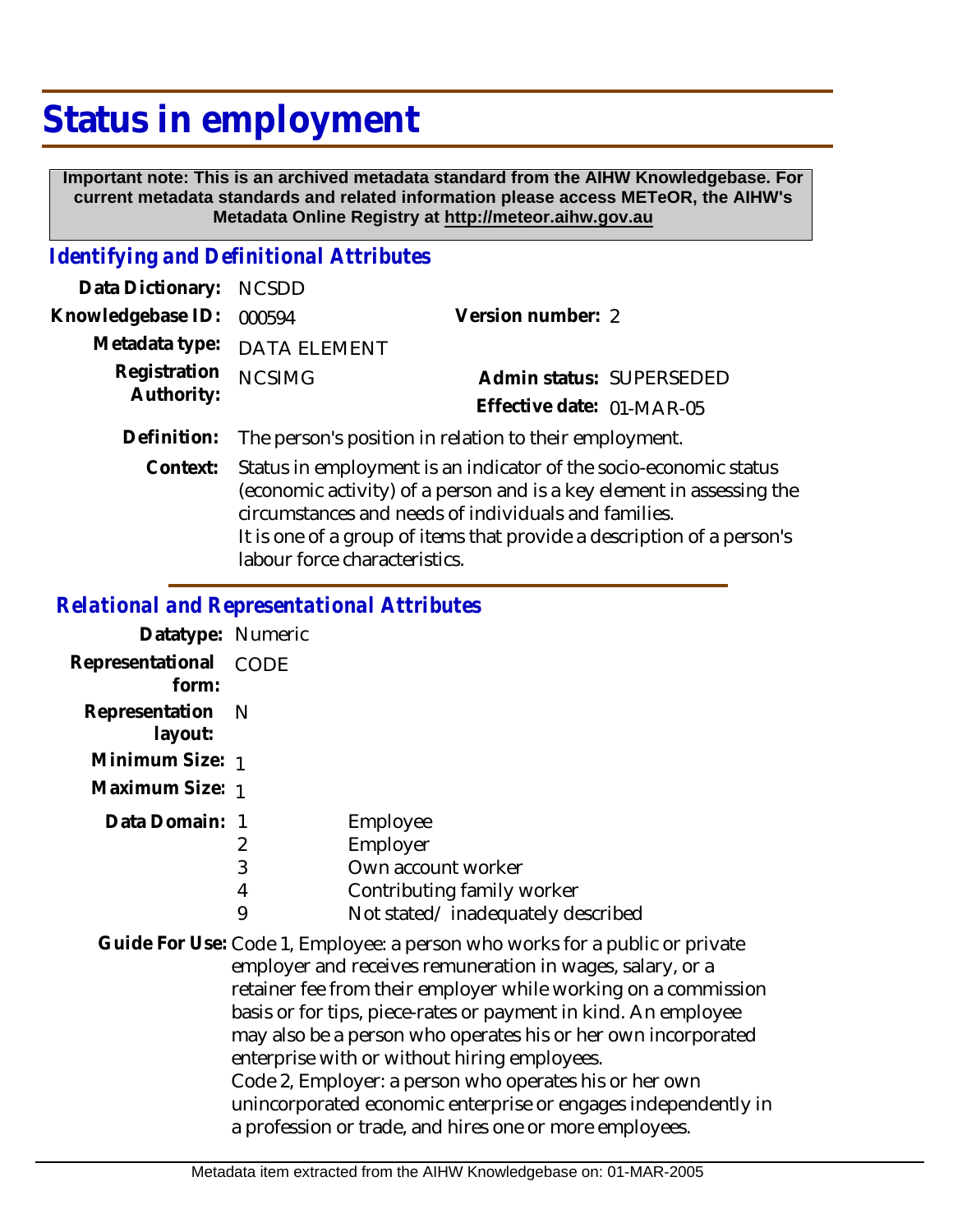# Status in employment

**Important note: This is an archived metadata standard from the AIHW Knowledgebase. For current metadata standards and related information please access METeOR, the AIHW's Metadata Online Registry at http://meteor.aihw.gov.au**

## *Identifying and Definitional Attributes*

**Data Dictionary:** NCSDD

**Knowledgebase ID:** 000594

**Version number:** 2

**Metadata type:** DATA ELEMENT

**Registration Authority:** NCSIMG

**Admin status:** SUPERSEDED

**Effective date:** 01-MAR-05

**Definition:** The person's position in relation to their employment.

**Context:** Status in employment is an indicator of the socio-economic status (economic activity) of a person and is a key element in assessing the circumstances and needs of individuals and families.
It is one of a group of items that provide a description of a person's labour force characteristics.

## *Relational and Representational Attributes*

**Datatype:** Numeric

**Representational form:** CODE

**Representation layout:** N

**Minimum Size:** 1

**Maximum Size:** 1

**Data Domain:**

| Code | Description |
|---|---|
| 1 | Employee |
| 2 | Employer |
| 3 | Own account worker |
| 4 | Contributing family worker |
| 9 | Not stated/ inadequately described |

**Guide For Use:** Code 1, Employee: a person who works for a public or private employer and receives remuneration in wages, salary, or a retainer fee from their employer while working on a commission basis or for tips, piece-rates or payment in kind. An employee may also be a person who operates his or her own incorporated enterprise with or without hiring employees.
Code 2, Employer: a person who operates his or her own unincorporated economic enterprise or engages independently in a profession or trade, and hires one or more employees.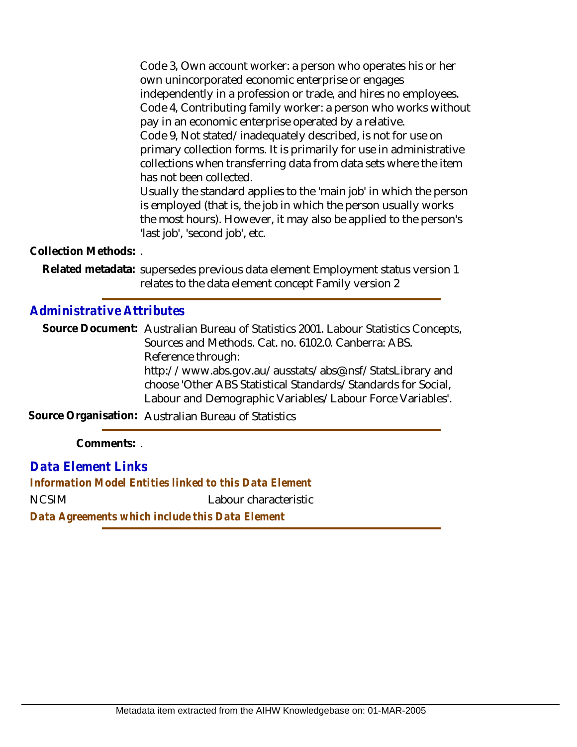Code 3, Own account worker: a person who operates his or her own unincorporated economic enterprise or engages independently in a profession or trade, and hires no employees.
Code 4, Contributing family worker: a person who works without pay in an economic enterprise operated by a relative.
Code 9, Not stated/inadequately described, is not for use on primary collection forms. It is primarily for use in administrative collections when transferring data from data sets where the item has not been collected.
Usually the standard applies to the 'main job' in which the person is employed (that is, the job in which the person usually works the most hours). However, it may also be applied to the person's 'last job', 'second job', etc.

**Collection Methods:** .

**Related metadata:** supersedes previous data element Employment status version 1
relates to the data element concept Family version 2

## Administrative Attributes

**Source Document:** Australian Bureau of Statistics 2001. Labour Statistics Concepts, Sources and Methods. Cat. no. 6102.0. Canberra: ABS.
Reference through:
http://www.abs.gov.au/ausstats/abs@.nsf/StatsLibrary and choose 'Other ABS Statistical Standards/Standards for Social, Labour and Demographic Variables/Labour Force Variables'.

**Source Organisation:** Australian Bureau of Statistics

**Comments:** .

## Data Element Links

### Information Model Entities linked to this Data Element

NCSIM    Labour characteristic

### Data Agreements which include this Data Element

Metadata item extracted from the AIHW Knowledgebase on: 01-MAR-2005